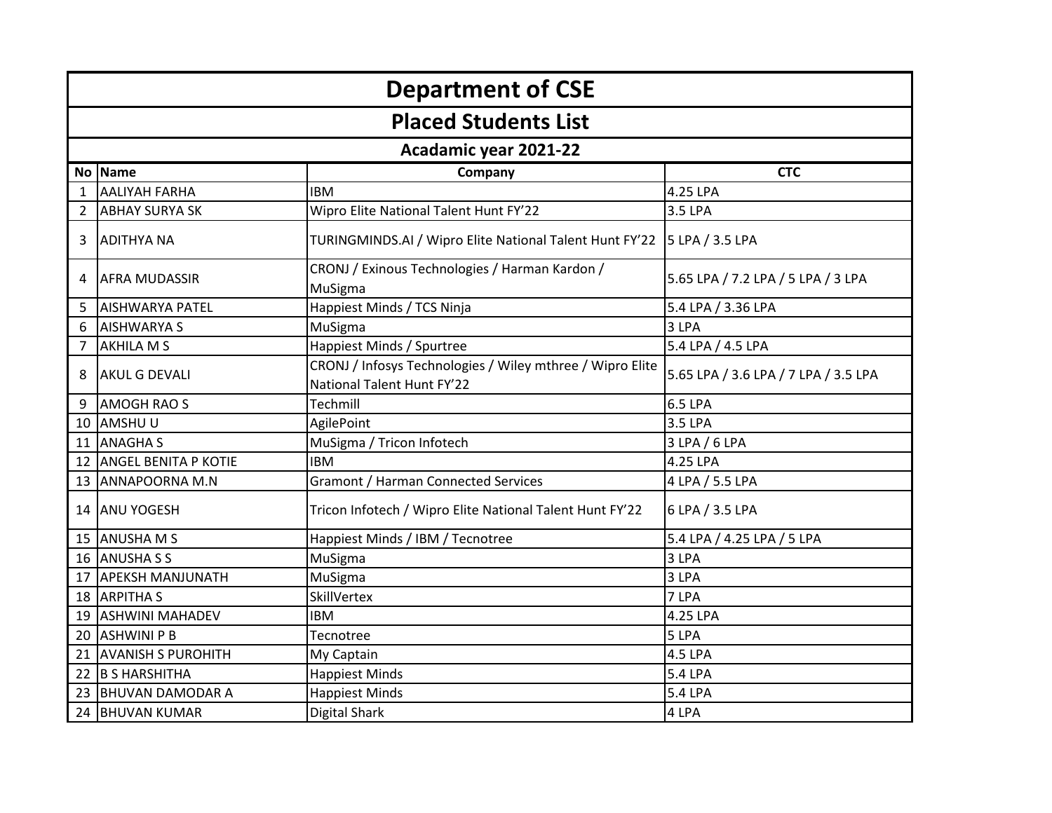# Department of CSE

## Placed Students List

### Acadamic year 2021-22

| No | Name | Company | CTC |
|---|---|---|---|
| 1 | AALIYAH FARHA | IBM | 4.25 LPA |
| 2 | ABHAY SURYA SK | Wipro Elite National Talent Hunt FY'22 | 3.5 LPA |
| 3 | ADITHYA NA | TURINGMINDS.AI / Wipro Elite National Talent Hunt FY'22 | 5 LPA / 3.5 LPA |
| 4 | AFRA MUDASSIR | CRONJ / Exinous Technologies / Harman Kardon / MuSigma | 5.65 LPA / 7.2 LPA / 5 LPA / 3 LPA |
| 5 | AISHWARYA PATEL | Happiest Minds / TCS Ninja | 5.4 LPA / 3.36 LPA |
| 6 | AISHWARYA S | MuSigma | 3 LPA |
| 7 | AKHILA M S | Happiest Minds / Spurtree | 5.4 LPA / 4.5 LPA |
| 8 | AKUL G DEVALI | CRONJ / Infosys Technologies / Wiley mthree / Wipro Elite National Talent Hunt FY'22 | 5.65 LPA / 3.6 LPA / 7 LPA / 3.5 LPA |
| 9 | AMOGH RAO S | Techmill | 6.5 LPA |
| 10 | AMSHU U | AgilePoint | 3.5 LPA |
| 11 | ANAGHA S | MuSigma / Tricon Infotech | 3 LPA / 6 LPA |
| 12 | ANGEL BENITA P KOTIE | IBM | 4.25 LPA |
| 13 | ANNAPOORNA M.N | Gramont / Harman Connected Services | 4 LPA / 5.5 LPA |
| 14 | ANU YOGESH | Tricon Infotech / Wipro Elite National Talent Hunt FY'22 | 6 LPA / 3.5 LPA |
| 15 | ANUSHA M S | Happiest Minds / IBM / Tecnotree | 5.4 LPA / 4.25 LPA / 5 LPA |
| 16 | ANUSHA S S | MuSigma | 3 LPA |
| 17 | APEKSH MANJUNATH | MuSigma | 3 LPA |
| 18 | ARPITHA S | SkillVertex | 7 LPA |
| 19 | ASHWINI MAHADEV | IBM | 4.25 LPA |
| 20 | ASHWINI P B | Tecnotree | 5 LPA |
| 21 | AVANISH S PUROHITH | My Captain | 4.5 LPA |
| 22 | B S HARSHITHA | Happiest Minds | 5.4 LPA |
| 23 | BHUVAN DAMODAR A | Happiest Minds | 5.4 LPA |
| 24 | BHUVAN KUMAR | Digital Shark | 4 LPA |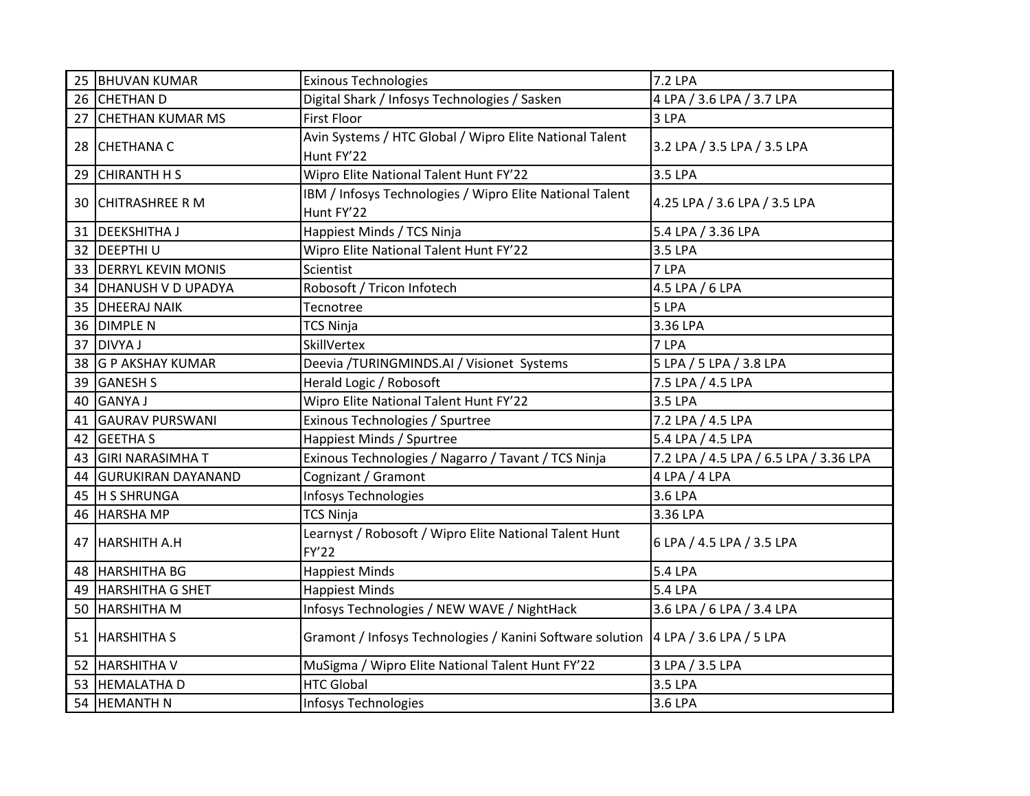| | | | |
|---|---|---|---|
| 25 | BHUVAN KUMAR | Exinous Technologies | 7.2 LPA |
| 26 | CHETHAN D | Digital Shark / Infosys Technologies / Sasken | 4 LPA / 3.6 LPA / 3.7 LPA |
| 27 | CHETHAN KUMAR MS | First Floor | 3 LPA |
| 28 | CHETHANA C | Avin Systems / HTC Global / Wipro Elite National Talent Hunt FY'22 | 3.2 LPA / 3.5 LPA / 3.5 LPA |
| 29 | CHIRANTH H S | Wipro Elite National Talent Hunt FY'22 | 3.5 LPA |
| 30 | CHITRASHREE R M | IBM / Infosys Technologies / Wipro Elite National Talent Hunt FY'22 | 4.25 LPA / 3.6 LPA / 3.5 LPA |
| 31 | DEEKSHITHA J | Happiest Minds / TCS Ninja | 5.4 LPA / 3.36 LPA |
| 32 | DEEPTHI U | Wipro Elite National Talent Hunt FY'22 | 3.5 LPA |
| 33 | DERRYL KEVIN MONIS | Scientist | 7 LPA |
| 34 | DHANUSH V D UPADYA | Robosoft / Tricon Infotech | 4.5 LPA / 6 LPA |
| 35 | DHEERAJ NAIK | Tecnotree | 5 LPA |
| 36 | DIMPLE N | TCS Ninja | 3.36 LPA |
| 37 | DIVYA J | SkillVertex | 7 LPA |
| 38 | G P AKSHAY KUMAR | Deevia /TURINGMINDS.AI / Visionet Systems | 5 LPA / 5 LPA / 3.8 LPA |
| 39 | GANESH S | Herald Logic / Robosoft | 7.5 LPA / 4.5 LPA |
| 40 | GANYA J | Wipro Elite National Talent Hunt FY'22 | 3.5 LPA |
| 41 | GAURAV PURSWANI | Exinous Technologies / Spurtree | 7.2 LPA / 4.5 LPA |
| 42 | GEETHA S | Happiest Minds / Spurtree | 5.4 LPA / 4.5 LPA |
| 43 | GIRI NARASIMHA T | Exinous Technologies / Nagarro / Tavant / TCS Ninja | 7.2 LPA / 4.5 LPA / 6.5 LPA / 3.36 LPA |
| 44 | GURUKIRAN DAYANAND | Cognizant / Gramont | 4 LPA / 4 LPA |
| 45 | H S SHRUNGA | Infosys Technologies | 3.6 LPA |
| 46 | HARSHA MP | TCS Ninja | 3.36 LPA |
| 47 | HARSHITH A.H | Learnyst / Robosoft / Wipro Elite National Talent Hunt FY'22 | 6 LPA / 4.5 LPA / 3.5 LPA |
| 48 | HARSHITHA BG | Happiest Minds | 5.4 LPA |
| 49 | HARSHITHA G SHET | Happiest Minds | 5.4 LPA |
| 50 | HARSHITHA M | Infosys Technologies / NEW WAVE / NightHack | 3.6 LPA / 6 LPA / 3.4 LPA |
| 51 | HARSHITHA S | Gramont / Infosys Technologies / Kanini Software solution | 4 LPA / 3.6 LPA / 5 LPA |
| 52 | HARSHITHA V | MuSigma / Wipro Elite National Talent Hunt FY'22 | 3 LPA / 3.5 LPA |
| 53 | HEMALATHA D | HTC Global | 3.5 LPA |
| 54 | HEMANTH N | Infosys Technologies | 3.6 LPA |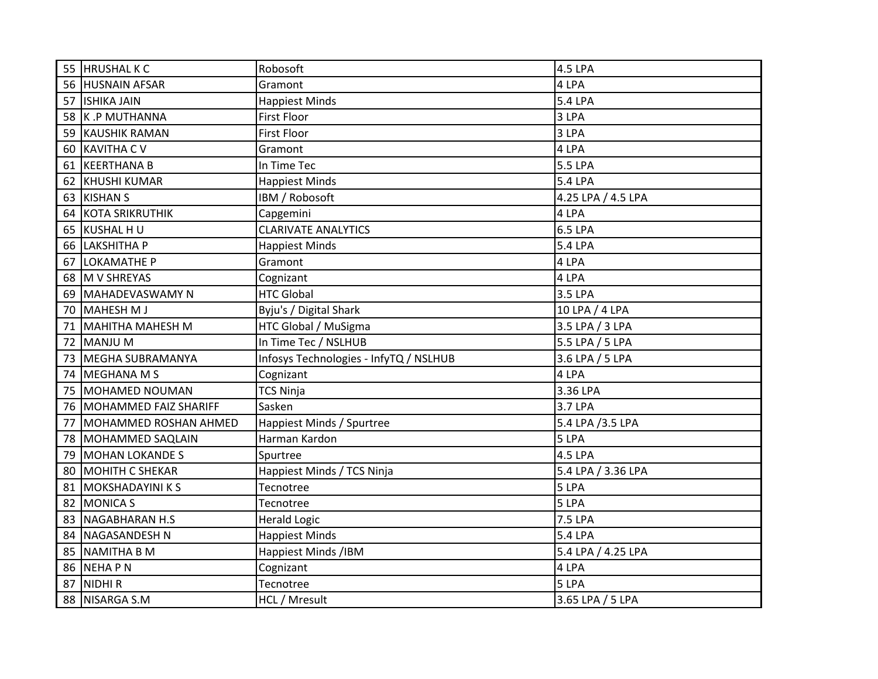| | | | |
|---|---|---|---|
| 55 | HRUSHAL K C | Robosoft | 4.5 LPA |
| 56 | HUSNAIN AFSAR | Gramont | 4 LPA |
| 57 | ISHIKA JAIN | Happiest Minds | 5.4 LPA |
| 58 | K .P MUTHANNA | First Floor | 3 LPA |
| 59 | KAUSHIK RAMAN | First Floor | 3 LPA |
| 60 | KAVITHA C V | Gramont | 4 LPA |
| 61 | KEERTHANA B | In Time Tec | 5.5 LPA |
| 62 | KHUSHI KUMAR | Happiest Minds | 5.4 LPA |
| 63 | KISHAN S | IBM / Robosoft | 4.25 LPA / 4.5 LPA |
| 64 | KOTA SRIKRUTHIK | Capgemini | 4 LPA |
| 65 | KUSHAL H U | CLARIVATE ANALYTICS | 6.5 LPA |
| 66 | LAKSHITHA P | Happiest Minds | 5.4 LPA |
| 67 | LOKAMATHE P | Gramont | 4 LPA |
| 68 | M V SHREYAS | Cognizant | 4 LPA |
| 69 | MAHADEVASWAMY N | HTC Global | 3.5 LPA |
| 70 | MAHESH M J | Byju's / Digital Shark | 10 LPA / 4 LPA |
| 71 | MAHITHA MAHESH M | HTC Global / MuSigma | 3.5 LPA / 3 LPA |
| 72 | MANJU M | In Time Tec / NSLHUB | 5.5 LPA / 5 LPA |
| 73 | MEGHA SUBRAMANYA | Infosys Technologies - InfyTQ / NSLHUB | 3.6 LPA / 5 LPA |
| 74 | MEGHANA M S | Cognizant | 4 LPA |
| 75 | MOHAMED NOUMAN | TCS Ninja | 3.36 LPA |
| 76 | MOHAMMED FAIZ SHARIFF | Sasken | 3.7 LPA |
| 77 | MOHAMMED ROSHAN AHMED | Happiest Minds / Spurtree | 5.4 LPA /3.5 LPA |
| 78 | MOHAMMED SAQLAIN | Harman Kardon | 5 LPA |
| 79 | MOHAN LOKANDE S | Spurtree | 4.5 LPA |
| 80 | MOHITH C SHEKAR | Happiest Minds / TCS Ninja | 5.4 LPA / 3.36 LPA |
| 81 | MOKSHADAYINI K S | Tecnotree | 5 LPA |
| 82 | MONICA S | Tecnotree | 5 LPA |
| 83 | NAGABHARAN H.S | Herald Logic | 7.5 LPA |
| 84 | NAGASANDESH N | Happiest Minds | 5.4 LPA |
| 85 | NAMITHA B M | Happiest Minds /IBM | 5.4 LPA / 4.25 LPA |
| 86 | NEHA P N | Cognizant | 4 LPA |
| 87 | NIDHI R | Tecnotree | 5 LPA |
| 88 | NISARGA S.M | HCL / Mresult | 3.65 LPA / 5 LPA |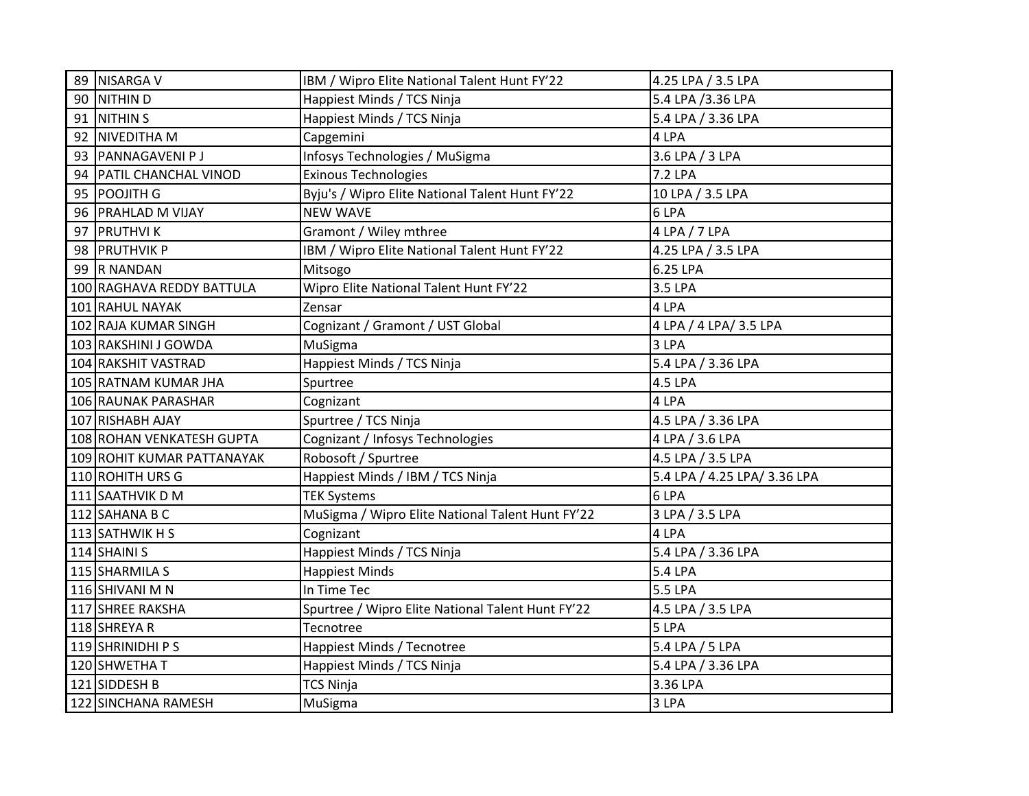| | | | |
|---|---|---|---|
| 89 | NISARGA V | IBM / Wipro Elite National Talent Hunt FY'22 | 4.25 LPA / 3.5 LPA |
| 90 | NITHIN D | Happiest Minds / TCS Ninja | 5.4 LPA /3.36 LPA |
| 91 | NITHIN S | Happiest Minds / TCS Ninja | 5.4 LPA / 3.36 LPA |
| 92 | NIVEDITHA M | Capgemini | 4 LPA |
| 93 | PANNAGAVENI P J | Infosys Technologies / MuSigma | 3.6 LPA / 3 LPA |
| 94 | PATIL CHANCHAL VINOD | Exinous Technologies | 7.2 LPA |
| 95 | POOJITH G | Byju's / Wipro Elite National Talent Hunt FY'22 | 10 LPA / 3.5 LPA |
| 96 | PRAHLAD M VIJAY | NEW WAVE | 6 LPA |
| 97 | PRUTHVI K | Gramont / Wiley mthree | 4 LPA / 7 LPA |
| 98 | PRUTHVIK P | IBM / Wipro Elite National Talent Hunt FY'22 | 4.25 LPA / 3.5 LPA |
| 99 | R NANDAN | Mitsogo | 6.25 LPA |
| 100 | RAGHAVA REDDY BATTULA | Wipro Elite National Talent Hunt FY'22 | 3.5 LPA |
| 101 | RAHUL NAYAK | Zensar | 4 LPA |
| 102 | RAJA KUMAR SINGH | Cognizant / Gramont / UST Global | 4 LPA / 4 LPA/ 3.5 LPA |
| 103 | RAKSHINI J GOWDA | MuSigma | 3 LPA |
| 104 | RAKSHIT VASTRAD | Happiest Minds / TCS Ninja | 5.4 LPA / 3.36 LPA |
| 105 | RATNAM KUMAR JHA | Spurtree | 4.5 LPA |
| 106 | RAUNAK PARASHAR | Cognizant | 4 LPA |
| 107 | RISHABH AJAY | Spurtree / TCS Ninja | 4.5 LPA / 3.36 LPA |
| 108 | ROHAN VENKATESH GUPTA | Cognizant / Infosys Technologies | 4 LPA / 3.6 LPA |
| 109 | ROHIT KUMAR PATTANAYAK | Robosoft / Spurtree | 4.5 LPA / 3.5 LPA |
| 110 | ROHITH URS G | Happiest Minds / IBM / TCS Ninja | 5.4 LPA / 4.25 LPA/ 3.36 LPA |
| 111 | SAATHVIK D M | TEK Systems | 6 LPA |
| 112 | SAHANA B C | MuSigma / Wipro Elite National Talent Hunt FY'22 | 3 LPA / 3.5 LPA |
| 113 | SATHWIK H S | Cognizant | 4 LPA |
| 114 | SHAINI S | Happiest Minds / TCS Ninja | 5.4 LPA / 3.36 LPA |
| 115 | SHARMILA S | Happiest Minds | 5.4 LPA |
| 116 | SHIVANI M N | In Time Tec | 5.5 LPA |
| 117 | SHREE RAKSHA | Spurtree / Wipro Elite National Talent Hunt FY'22 | 4.5 LPA / 3.5 LPA |
| 118 | SHREYA R | Tecnotree | 5 LPA |
| 119 | SHRINIDHI P S | Happiest Minds / Tecnotree | 5.4 LPA / 5 LPA |
| 120 | SHWETHA T | Happiest Minds / TCS Ninja | 5.4 LPA / 3.36 LPA |
| 121 | SIDDESH B | TCS Ninja | 3.36 LPA |
| 122 | SINCHANA RAMESH | MuSigma | 3 LPA |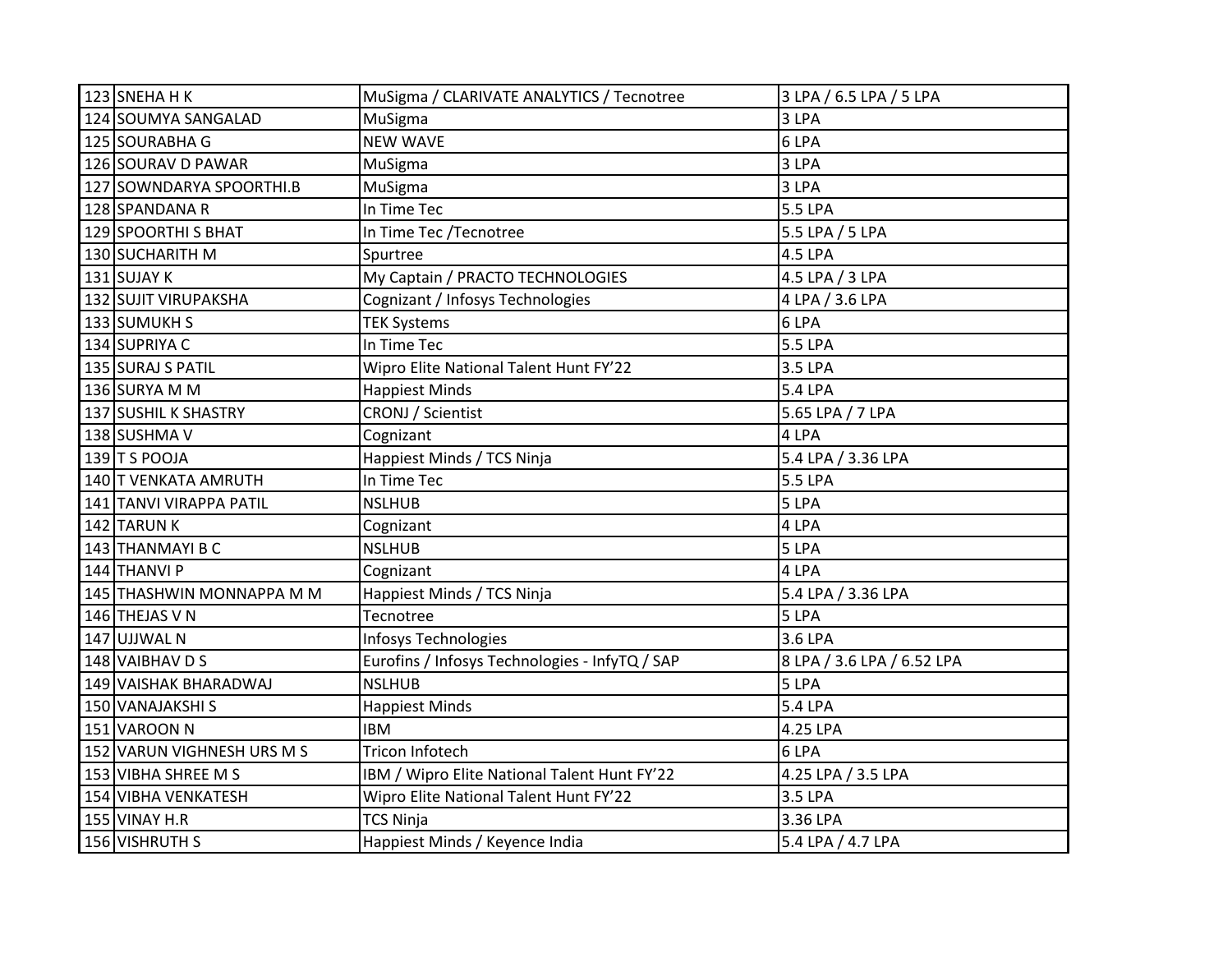| 123 | SNEHA H K | MuSigma / CLARIVATE ANALYTICS / Tecnotree | 3 LPA / 6.5 LPA / 5 LPA |
|---|---|---|---|
| 124 | SOUMYA SANGALAD | MuSigma | 3 LPA |
| 125 | SOURABHA G | NEW WAVE | 6 LPA |
| 126 | SOURAV D PAWAR | MuSigma | 3 LPA |
| 127 | SOWNDARYA SPOORTHI.B | MuSigma | 3 LPA |
| 128 | SPANDANA R | In Time Tec | 5.5 LPA |
| 129 | SPOORTHI S BHAT | In Time Tec /Tecnotree | 5.5 LPA / 5 LPA |
| 130 | SUCHARITH M | Spurtree | 4.5 LPA |
| 131 | SUJAY K | My Captain / PRACTO TECHNOLOGIES | 4.5 LPA / 3 LPA |
| 132 | SUJIT VIRUPAKSHA | Cognizant / Infosys Technologies | 4 LPA / 3.6 LPA |
| 133 | SUMUKH S | TEK Systems | 6 LPA |
| 134 | SUPRIYA C | In Time Tec | 5.5 LPA |
| 135 | SURAJ S PATIL | Wipro Elite National Talent Hunt FY'22 | 3.5 LPA |
| 136 | SURYA M M | Happiest Minds | 5.4 LPA |
| 137 | SUSHIL K SHASTRY | CRONJ / Scientist | 5.65 LPA / 7 LPA |
| 138 | SUSHMA V | Cognizant | 4 LPA |
| 139 | T S POOJA | Happiest Minds / TCS Ninja | 5.4 LPA / 3.36 LPA |
| 140 | T VENKATA AMRUTH | In Time Tec | 5.5 LPA |
| 141 | TANVI VIRAPPA PATIL | NSLHUB | 5 LPA |
| 142 | TARUN K | Cognizant | 4 LPA |
| 143 | THANMAYI B C | NSLHUB | 5 LPA |
| 144 | THANVI P | Cognizant | 4 LPA |
| 145 | THASHWIN MONNAPPA M M | Happiest Minds / TCS Ninja | 5.4 LPA / 3.36 LPA |
| 146 | THEJAS V N | Tecnotree | 5 LPA |
| 147 | UJJWAL N | Infosys Technologies | 3.6 LPA |
| 148 | VAIBHAV D S | Eurofins / Infosys Technologies - InfyTQ / SAP | 8 LPA / 3.6 LPA / 6.52 LPA |
| 149 | VAISHAK BHARADWAJ | NSLHUB | 5 LPA |
| 150 | VANAJAKSHI S | Happiest Minds | 5.4 LPA |
| 151 | VAROON N | IBM | 4.25 LPA |
| 152 | VARUN VIGHNESH URS M S | Tricon Infotech | 6 LPA |
| 153 | VIBHA SHREE M S | IBM / Wipro Elite National Talent Hunt FY'22 | 4.25 LPA / 3.5 LPA |
| 154 | VIBHA VENKATESH | Wipro Elite National Talent Hunt FY'22 | 3.5 LPA |
| 155 | VINAY H.R | TCS Ninja | 3.36 LPA |
| 156 | VISHRUTH S | Happiest Minds / Keyence India | 5.4 LPA / 4.7 LPA |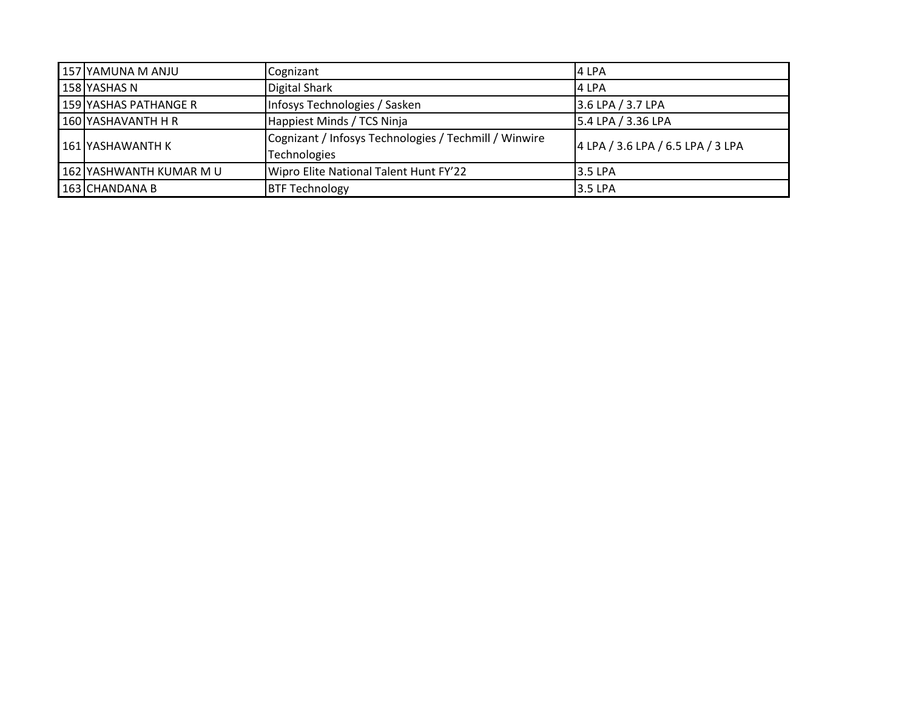| | | | |
|---|---|---|---|
| 157 | YAMUNA M ANJU | Cognizant | 4 LPA |
| 158 | YASHAS N | Digital Shark | 4 LPA |
| 159 | YASHAS PATHANGE R | Infosys Technologies / Sasken | 3.6 LPA / 3.7 LPA |
| 160 | YASHAVANTH H R | Happiest Minds / TCS Ninja | 5.4 LPA / 3.36 LPA |
| 161 | YASHAWANTH K | Cognizant / Infosys Technologies / Techmill / Winwire Technologies | 4 LPA / 3.6 LPA / 6.5 LPA / 3 LPA |
| 162 | YASHWANTH KUMAR M U | Wipro Elite National Talent Hunt FY'22 | 3.5 LPA |
| 163 | CHANDANA B | BTF Technology | 3.5 LPA |